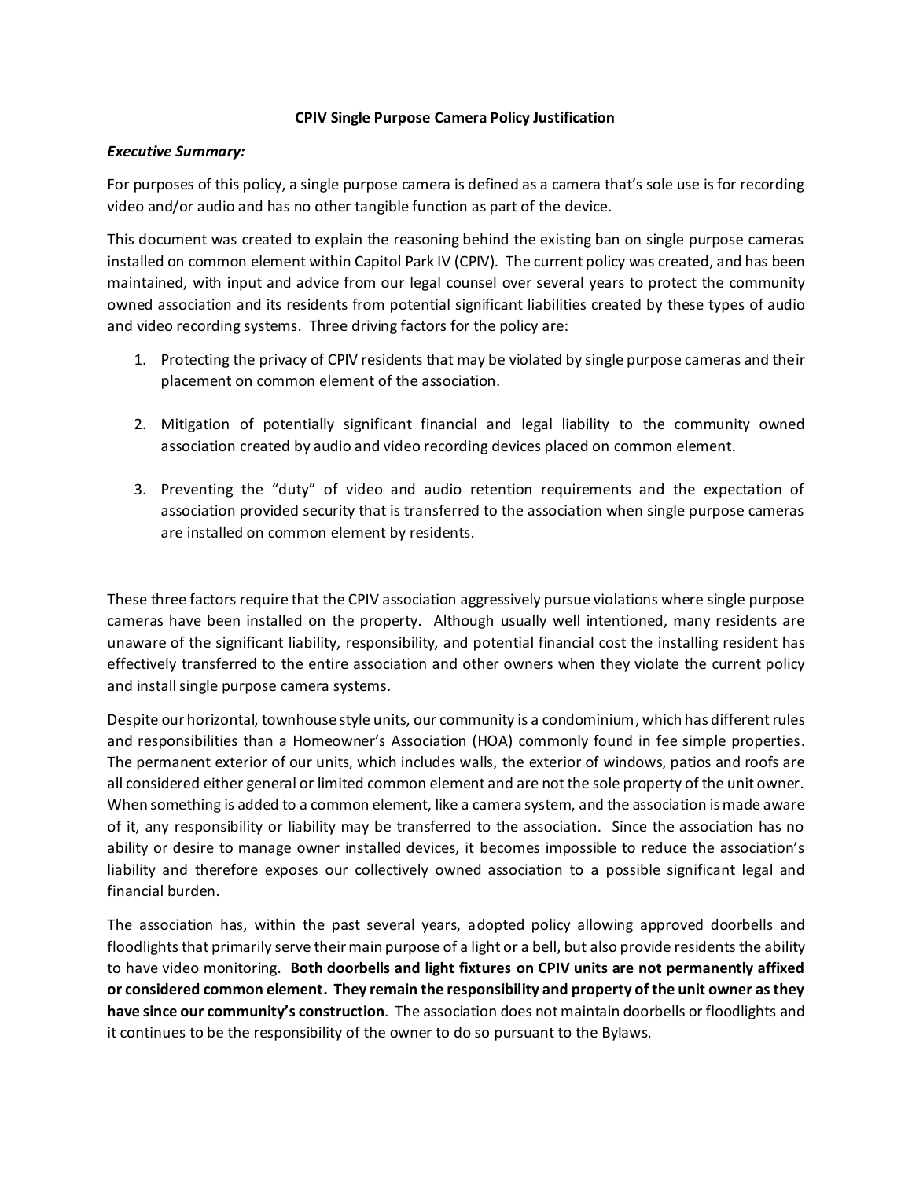# CPIV Single Purpose Camera Policy Justification

***Executive Summary:***

For purposes of this policy, a single purpose camera is defined as a camera that's sole use is for recording video and/or audio and has no other tangible function as part of the device.

This document was created to explain the reasoning behind the existing ban on single purpose cameras installed on common element within Capitol Park IV (CPIV). The current policy was created, and has been maintained, with input and advice from our legal counsel over several years to protect the community owned association and its residents from potential significant liabilities created by these types of audio and video recording systems. Three driving factors for the policy are:

1. Protecting the privacy of CPIV residents that may be violated by single purpose cameras and their placement on common element of the association.

2. Mitigation of potentially significant financial and legal liability to the community owned association created by audio and video recording devices placed on common element.

3. Preventing the "duty" of video and audio retention requirements and the expectation of association provided security that is transferred to the association when single purpose cameras are installed on common element by residents.

These three factors require that the CPIV association aggressively pursue violations where single purpose cameras have been installed on the property. Although usually well intentioned, many residents are unaware of the significant liability, responsibility, and potential financial cost the installing resident has effectively transferred to the entire association and other owners when they violate the current policy and install single purpose camera systems.

Despite our horizontal, townhouse style units, our community is a condominium, which has different rules and responsibilities than a Homeowner's Association (HOA) commonly found in fee simple properties. The permanent exterior of our units, which includes walls, the exterior of windows, patios and roofs are all considered either general or limited common element and are not the sole property of the unit owner. When something is added to a common element, like a camera system, and the association is made aware of it, any responsibility or liability may be transferred to the association. Since the association has no ability or desire to manage owner installed devices, it becomes impossible to reduce the association's liability and therefore exposes our collectively owned association to a possible significant legal and financial burden.

The association has, within the past several years, adopted policy allowing approved doorbells and floodlights that primarily serve their main purpose of a light or a bell, but also provide residents the ability to have video monitoring. **Both doorbells and light fixtures on CPIV units are not permanently affixed or considered common element. They remain the responsibility and property of the unit owner as they have since our community's construction**. The association does not maintain doorbells or floodlights and it continues to be the responsibility of the owner to do so pursuant to the Bylaws.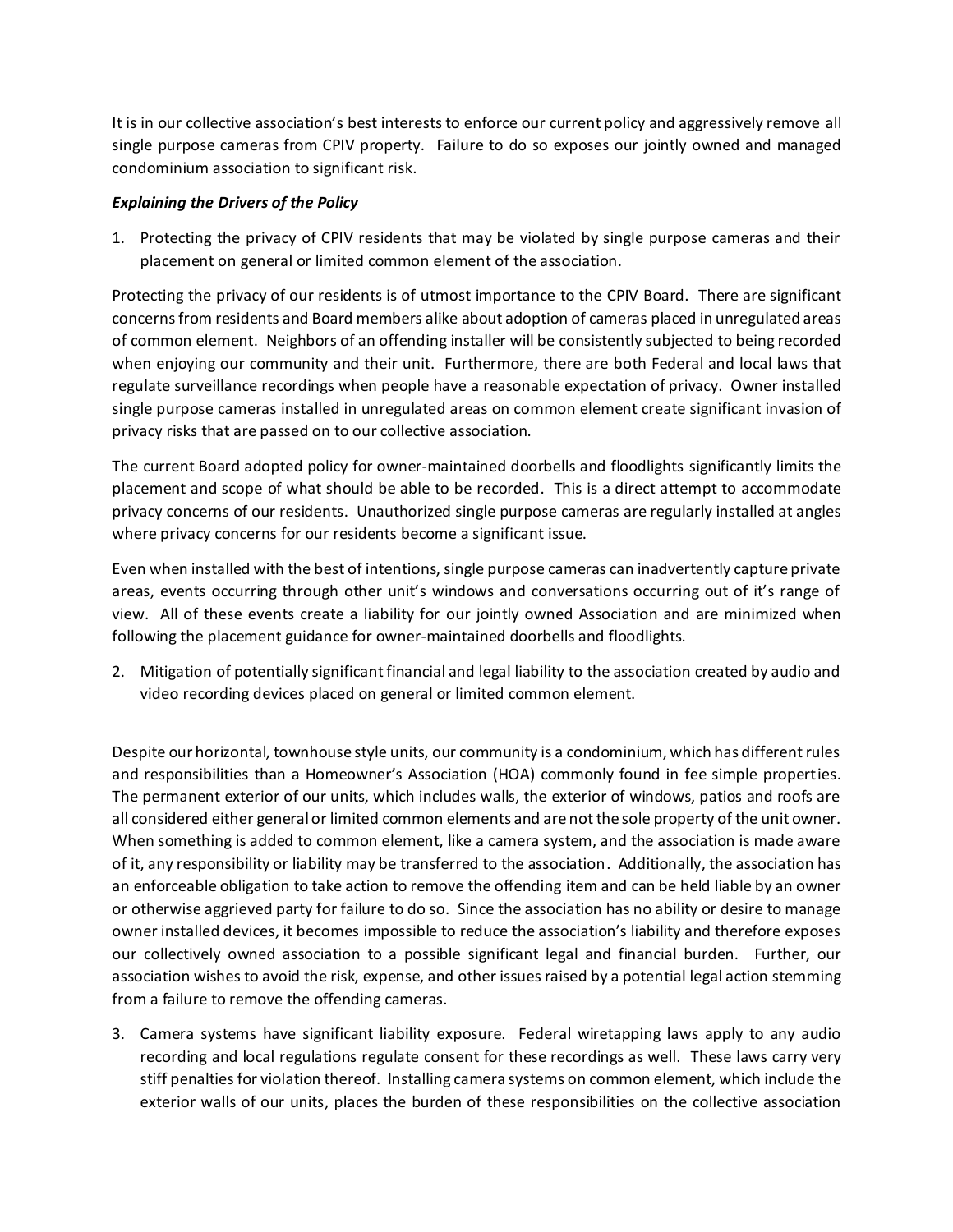It is in our collective association's best interests to enforce our current policy and aggressively remove all single purpose cameras from CPIV property. Failure to do so exposes our jointly owned and managed condominium association to significant risk.

***Explaining the Drivers of the Policy***

1. Protecting the privacy of CPIV residents that may be violated by single purpose cameras and their placement on general or limited common element of the association.

Protecting the privacy of our residents is of utmost importance to the CPIV Board. There are significant concerns from residents and Board members alike about adoption of cameras placed in unregulated areas of common element. Neighbors of an offending installer will be consistently subjected to being recorded when enjoying our community and their unit. Furthermore, there are both Federal and local laws that regulate surveillance recordings when people have a reasonable expectation of privacy. Owner installed single purpose cameras installed in unregulated areas on common element create significant invasion of privacy risks that are passed on to our collective association.

The current Board adopted policy for owner-maintained doorbells and floodlights significantly limits the placement and scope of what should be able to be recorded. This is a direct attempt to accommodate privacy concerns of our residents. Unauthorized single purpose cameras are regularly installed at angles where privacy concerns for our residents become a significant issue.

Even when installed with the best of intentions, single purpose cameras can inadvertently capture private areas, events occurring through other unit's windows and conversations occurring out of it's range of view. All of these events create a liability for our jointly owned Association and are minimized when following the placement guidance for owner-maintained doorbells and floodlights.

2. Mitigation of potentially significant financial and legal liability to the association created by audio and video recording devices placed on general or limited common element.

Despite our horizontal, townhouse style units, our community is a condominium, which has different rules and responsibilities than a Homeowner's Association (HOA) commonly found in fee simple properties. The permanent exterior of our units, which includes walls, the exterior of windows, patios and roofs are all considered either general or limited common elements and are not the sole property of the unit owner. When something is added to common element, like a camera system, and the association is made aware of it, any responsibility or liability may be transferred to the association. Additionally, the association has an enforceable obligation to take action to remove the offending item and can be held liable by an owner or otherwise aggrieved party for failure to do so. Since the association has no ability or desire to manage owner installed devices, it becomes impossible to reduce the association's liability and therefore exposes our collectively owned association to a possible significant legal and financial burden. Further, our association wishes to avoid the risk, expense, and other issues raised by a potential legal action stemming from a failure to remove the offending cameras.

3. Camera systems have significant liability exposure. Federal wiretapping laws apply to any audio recording and local regulations regulate consent for these recordings as well. These laws carry very stiff penalties for violation thereof. Installing camera systems on common element, which include the exterior walls of our units, places the burden of these responsibilities on the collective association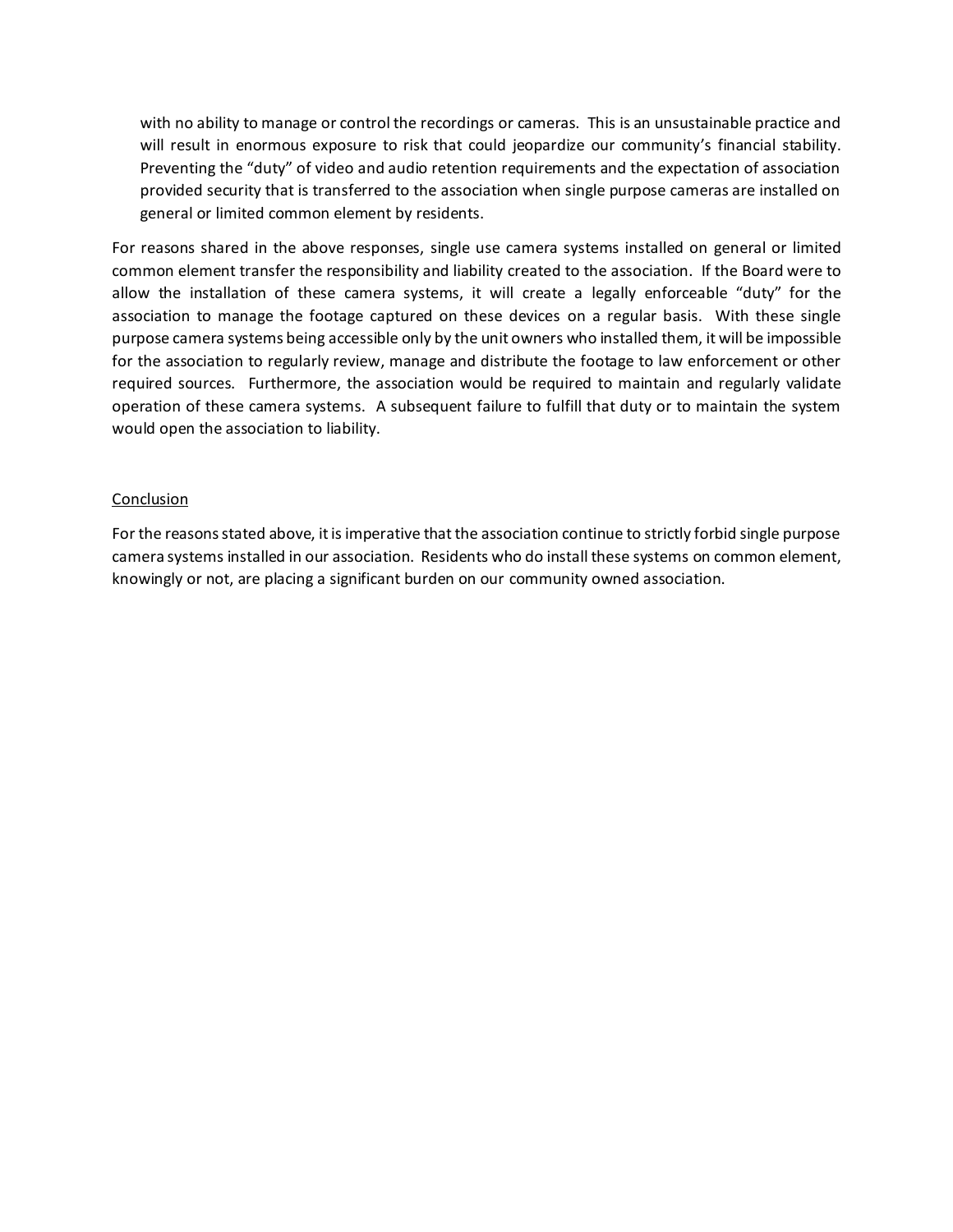with no ability to manage or control the recordings or cameras. This is an unsustainable practice and will result in enormous exposure to risk that could jeopardize our community's financial stability. Preventing the "duty" of video and audio retention requirements and the expectation of association provided security that is transferred to the association when single purpose cameras are installed on general or limited common element by residents.

For reasons shared in the above responses, single use camera systems installed on general or limited common element transfer the responsibility and liability created to the association. If the Board were to allow the installation of these camera systems, it will create a legally enforceable "duty" for the association to manage the footage captured on these devices on a regular basis. With these single purpose camera systems being accessible only by the unit owners who installed them, it will be impossible for the association to regularly review, manage and distribute the footage to law enforcement or other required sources. Furthermore, the association would be required to maintain and regularly validate operation of these camera systems. A subsequent failure to fulfill that duty or to maintain the system would open the association to liability.

Conclusion

For the reasons stated above, it is imperative that the association continue to strictly forbid single purpose camera systems installed in our association. Residents who do install these systems on common element, knowingly or not, are placing a significant burden on our community owned association.